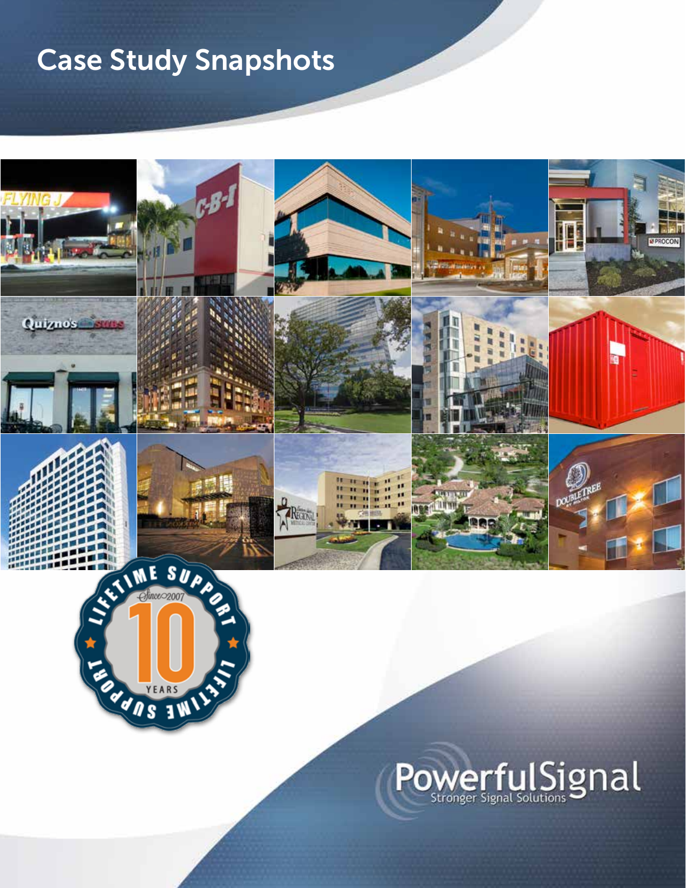# Case Study Snapshots

LIFETIME SUPPORT

Since 2007

10

YEARS

LIFETIME SUPPORT

PowerfulSignal

Stronger Signal Solutions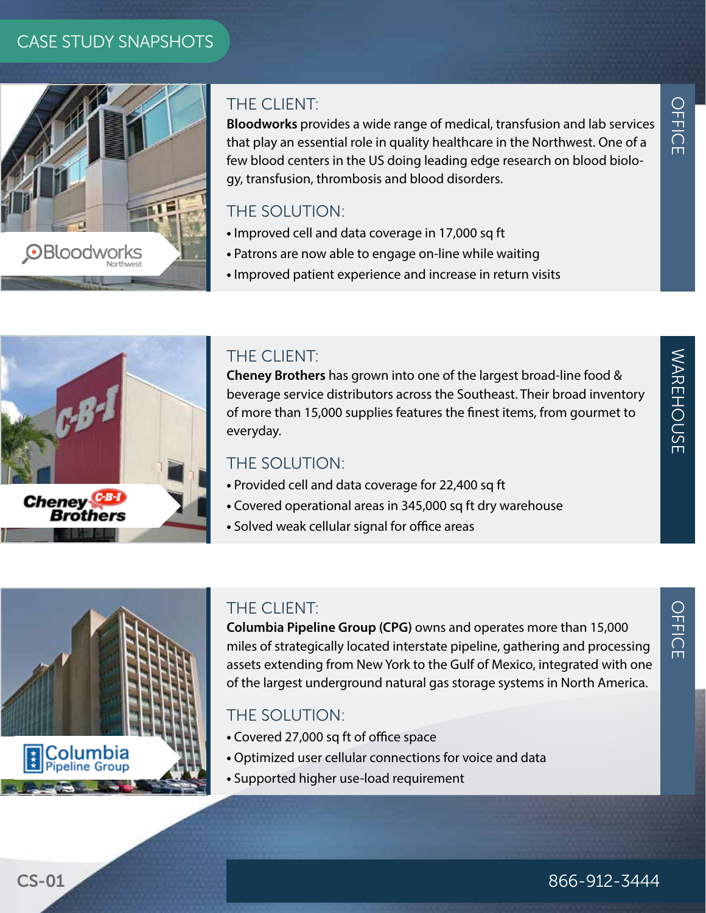# CASE STUDY SNAPSHOTS

## OFFICE

### THE CLIENT:

**Bloodworks** provides a wide range of medical, transfusion and lab services that play an essential role in quality healthcare in the Northwest. One of a few blood centers in the US doing leading edge research on blood biology, transfusion, thrombosis and blood disorders.

### THE SOLUTION:

- Improved cell and data coverage in 17,000 sq ft
- Patrons are now able to engage on-line while waiting
- Improved patient experience and increase in return visits

## WAREHOUSE

### THE CLIENT:

**Cheney Brothers** has grown into one of the largest broad-line food & beverage service distributors across the Southeast. Their broad inventory of more than 15,000 supplies features the finest items, from gourmet to everyday.

### THE SOLUTION:

- Provided cell and data coverage for 22,400 sq ft
- Covered operational areas in 345,000 sq ft dry warehouse
- Solved weak cellular signal for office areas

## OFFICE

### THE CLIENT:

**Columbia Pipeline Group (CPG)** owns and operates more than 15,000 miles of strategically located interstate pipeline, gathering and processing assets extending from New York to the Gulf of Mexico, integrated with one of the largest underground natural gas storage systems in North America.

### THE SOLUTION:

- Covered 27,000 sq ft of office space
- Optimized user cellular connections for voice and data
- Supported higher use-load requirement

CS-01

866-912-3444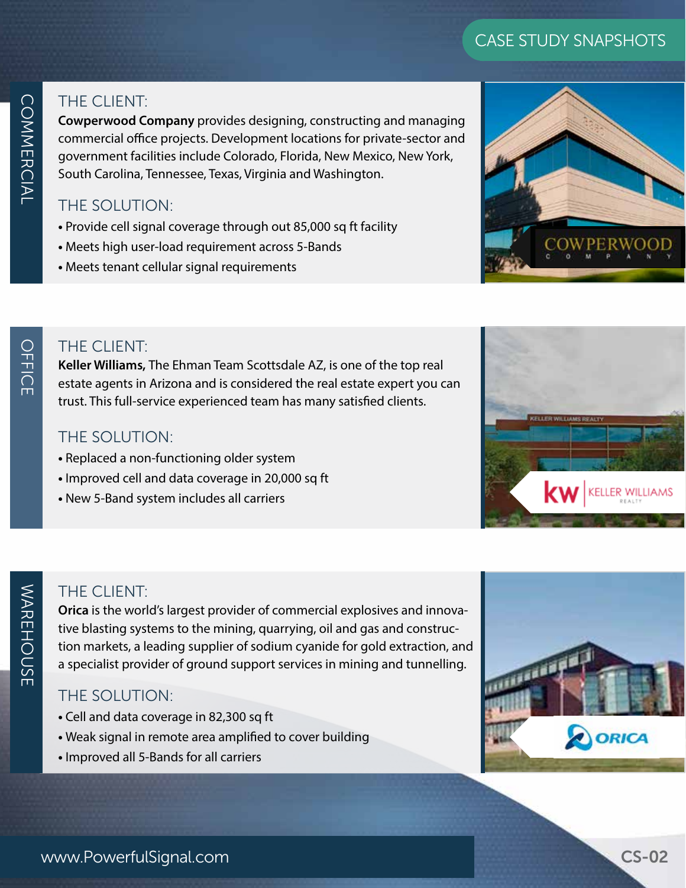# CASE STUDY SNAPSHOTS

## COMMERCIAL

### THE CLIENT:

**Cowperwood Company** provides designing, constructing and managing commercial office projects. Development locations for private-sector and government facilities include Colorado, Florida, New Mexico, New York, South Carolina, Tennessee, Texas, Virginia and Washington.

### THE SOLUTION:

- Provide cell signal coverage through out 85,000 sq ft facility
- Meets high user-load requirement across 5-Bands
- Meets tenant cellular signal requirements

## OFFICE

### THE CLIENT:

**Keller Williams,** The Ehman Team Scottsdale AZ, is one of the top real estate agents in Arizona and is considered the real estate expert you can trust. This full-service experienced team has many satisfied clients.

### THE SOLUTION:

- Replaced a non-functioning older system
- Improved cell and data coverage in 20,000 sq ft
- New 5-Band system includes all carriers

## WAREHOUSE

### THE CLIENT:

**Orica** is the world's largest provider of commercial explosives and innovative blasting systems to the mining, quarrying, oil and gas and construction markets, a leading supplier of sodium cyanide for gold extraction, and a specialist provider of ground support services in mining and tunnelling.

### THE SOLUTION:

- Cell and data coverage in 82,300 sq ft
- Weak signal in remote area amplified to cover building
- Improved all 5-Bands for all carriers

www.PowerfulSignal.com

CS-02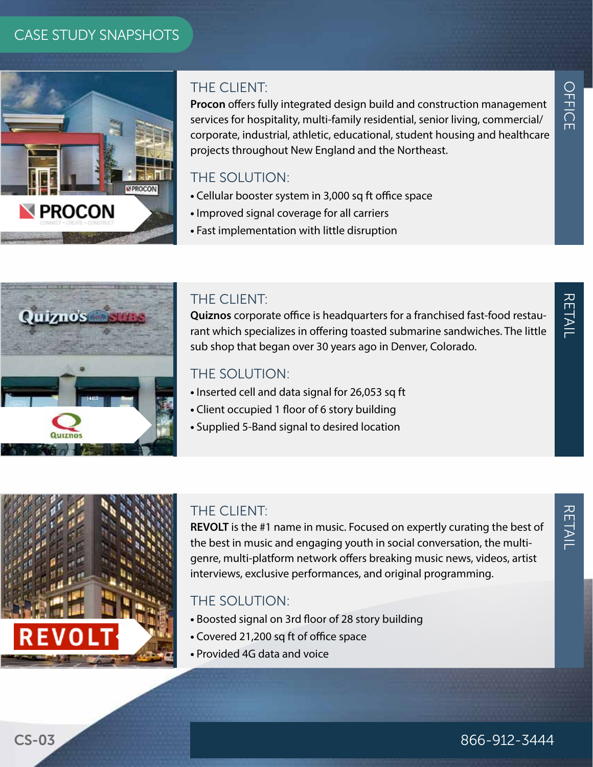# CASE STUDY SNAPSHOTS

## OFFICE

### THE CLIENT:

**Procon** offers fully integrated design build and construction management services for hospitality, multi-family residential, senior living, commercial/corporate, industrial, athletic, educational, student housing and healthcare projects throughout New England and the Northeast.

### THE SOLUTION:

- Cellular booster system in 3,000 sq ft office space
- Improved signal coverage for all carriers
- Fast implementation with little disruption

## RETAIL

### THE CLIENT:

**Quiznos** corporate office is headquarters for a franchised fast-food restaurant which specializes in offering toasted submarine sandwiches. The little sub shop that began over 30 years ago in Denver, Colorado.

### THE SOLUTION:

- Inserted cell and data signal for 26,053 sq ft
- Client occupied 1 floor of 6 story building
- Supplied 5-Band signal to desired location

## RETAIL

### THE CLIENT:

**REVOLT** is the #1 name in music. Focused on expertly curating the best of the best in music and engaging youth in social conversation, the multi-genre, multi-platform network offers breaking music news, videos, artist interviews, exclusive performances, and original programming.

### THE SOLUTION:

- Boosted signal on 3rd floor of 28 story building
- Covered 21,200 sq ft of office space
- Provided 4G data and voice

CS-03

866-912-3444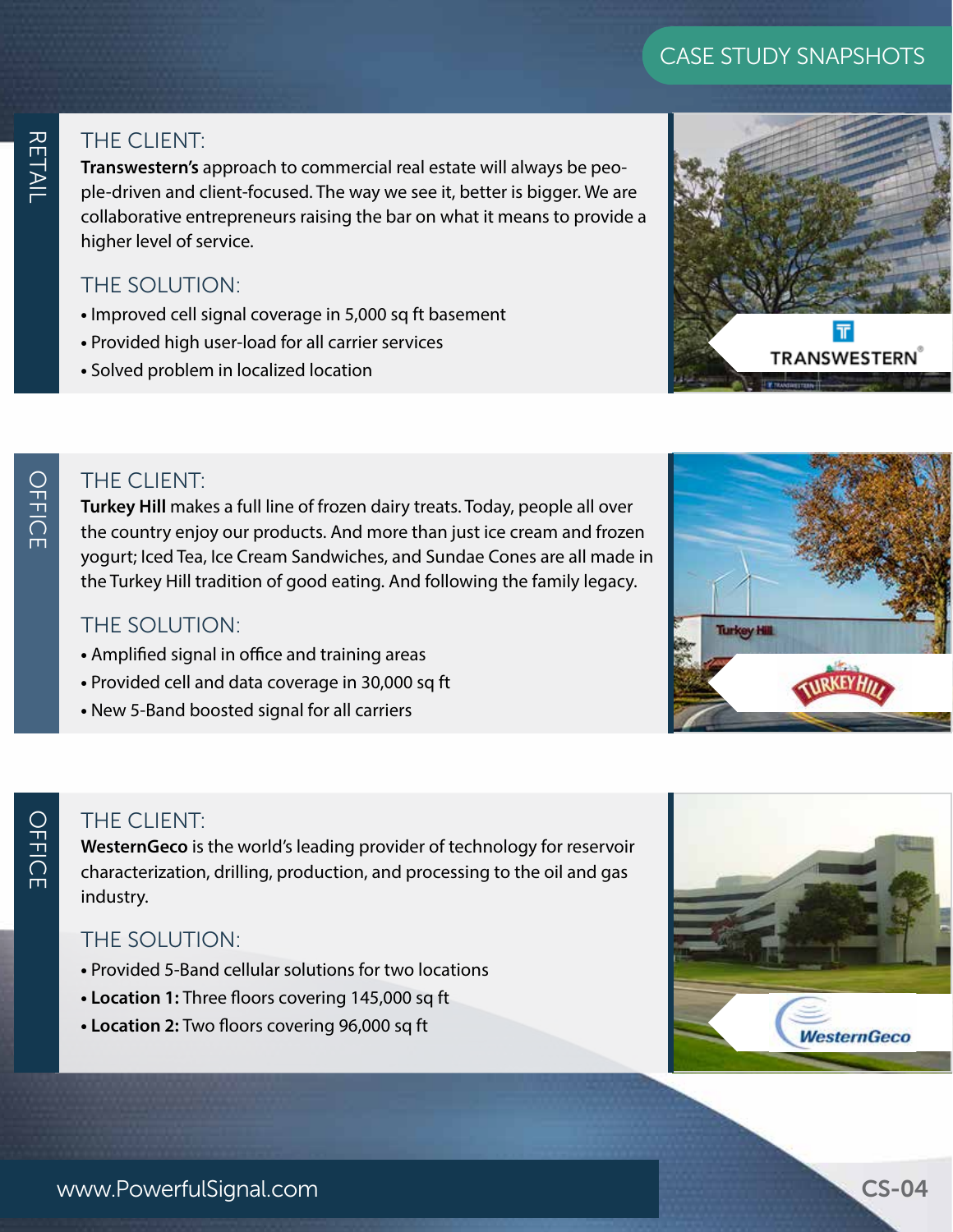# CASE STUDY SNAPSHOTS

## RETAIL

### THE CLIENT:

**Transwestern's** approach to commercial real estate will always be people-driven and client-focused. The way we see it, better is bigger. We are collaborative entrepreneurs raising the bar on what it means to provide a higher level of service.

### THE SOLUTION:

- Improved cell signal coverage in 5,000 sq ft basement
- Provided high user-load for all carrier services
- Solved problem in localized location

## OFFICE

### THE CLIENT:

**Turkey Hill** makes a full line of frozen dairy treats. Today, people all over the country enjoy our products. And more than just ice cream and frozen yogurt; Iced Tea, Ice Cream Sandwiches, and Sundae Cones are all made in the Turkey Hill tradition of good eating. And following the family legacy.

### THE SOLUTION:

- Amplified signal in office and training areas
- Provided cell and data coverage in 30,000 sq ft
- New 5-Band boosted signal for all carriers

## OFFICE

### THE CLIENT:

**WesternGeco** is the world's leading provider of technology for reservoir characterization, drilling, production, and processing to the oil and gas industry.

### THE SOLUTION:

- Provided 5-Band cellular solutions for two locations
- **Location 1:** Three floors covering 145,000 sq ft
- **Location 2:** Two floors covering 96,000 sq ft

www.PowerfulSignal.com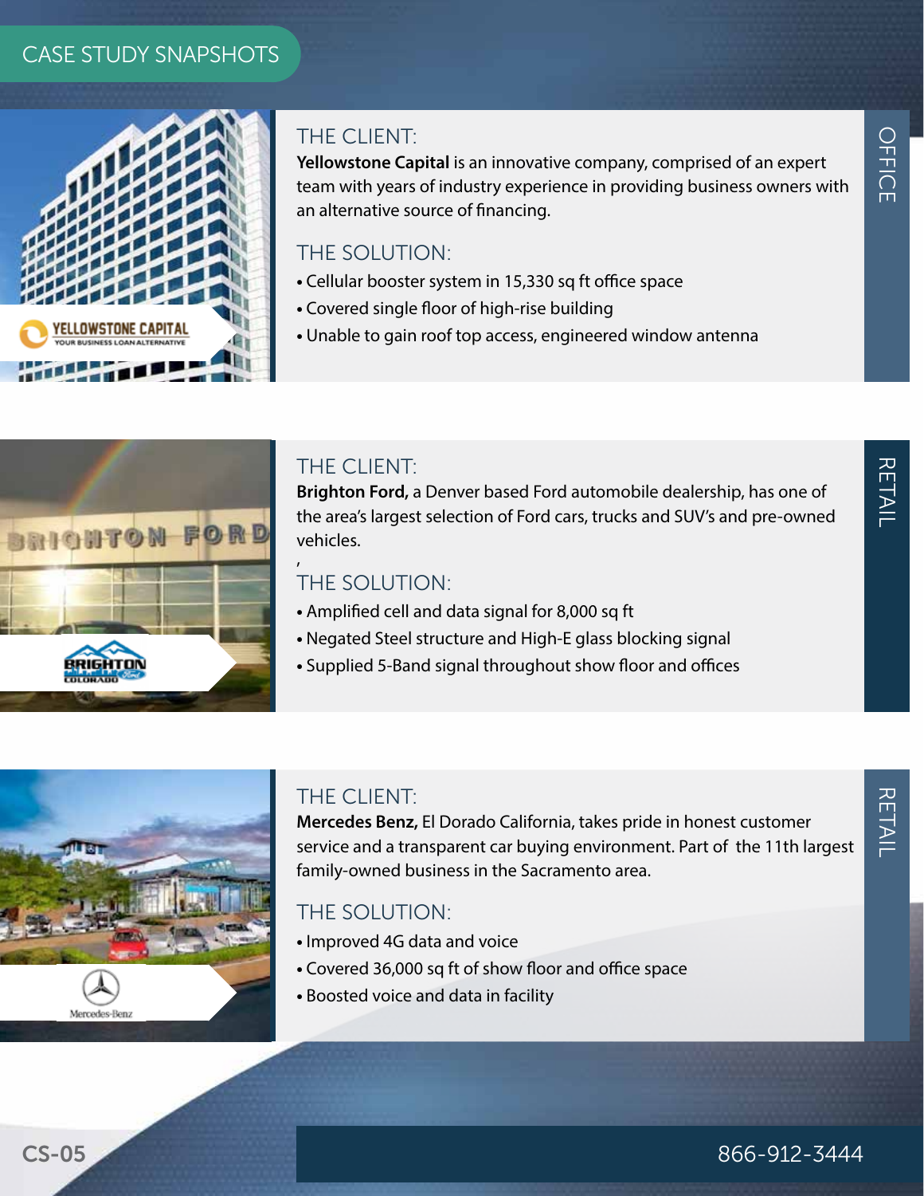# CASE STUDY SNAPSHOTS

## OFFICE

### THE CLIENT:

**Yellowstone Capital** is an innovative company, comprised of an expert team with years of industry experience in providing business owners with an alternative source of financing.

### THE SOLUTION:

- Cellular booster system in 15,330 sq ft office space
- Covered single floor of high-rise building
- Unable to gain roof top access, engineered window antenna

## RETAIL

### THE CLIENT:

**Brighton Ford,** a Denver based Ford automobile dealership, has one of the area's largest selection of Ford cars, trucks and SUV's and pre-owned vehicles.

### THE SOLUTION:

- Amplified cell and data signal for 8,000 sq ft
- Negated Steel structure and High-E glass blocking signal
- Supplied 5-Band signal throughout show floor and offices

## RETAIL

### THE CLIENT:

**Mercedes Benz,** El Dorado California, takes pride in honest customer service and a transparent car buying environment. Part of the 11th largest family-owned business in the Sacramento area.

### THE SOLUTION:

- Improved 4G data and voice
- Covered 36,000 sq ft of show floor and office space
- Boosted voice and data in facility

CS-05

866-912-3444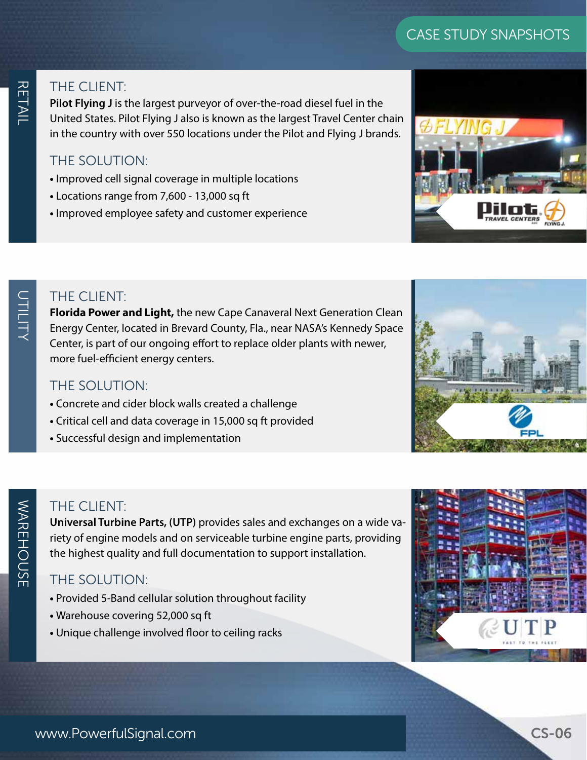# CASE STUDY SNAPSHOTS

## RETAIL

### THE CLIENT:

**Pilot Flying J** is the largest purveyor of over-the-road diesel fuel in the United States. Pilot Flying J also is known as the largest Travel Center chain in the country with over 550 locations under the Pilot and Flying J brands.

### THE SOLUTION:

- Improved cell signal coverage in multiple locations
- Locations range from 7,600 - 13,000 sq ft
- Improved employee safety and customer experience

## UTILITY

### THE CLIENT:

**Florida Power and Light,** the new Cape Canaveral Next Generation Clean Energy Center, located in Brevard County, Fla., near NASA's Kennedy Space Center, is part of our ongoing effort to replace older plants with newer, more fuel-efficient energy centers.

### THE SOLUTION:

- Concrete and cider block walls created a challenge
- Critical cell and data coverage in 15,000 sq ft provided
- Successful design and implementation

## WAREHOUSE

### THE CLIENT:

**Universal Turbine Parts, (UTP)** provides sales and exchanges on a wide variety of engine models and on serviceable turbine engine parts, providing the highest quality and full documentation to support installation.

### THE SOLUTION:

- Provided 5-Band cellular solution throughout facility
- Warehouse covering 52,000 sq ft
- Unique challenge involved floor to ceiling racks

www.PowerfulSignal.com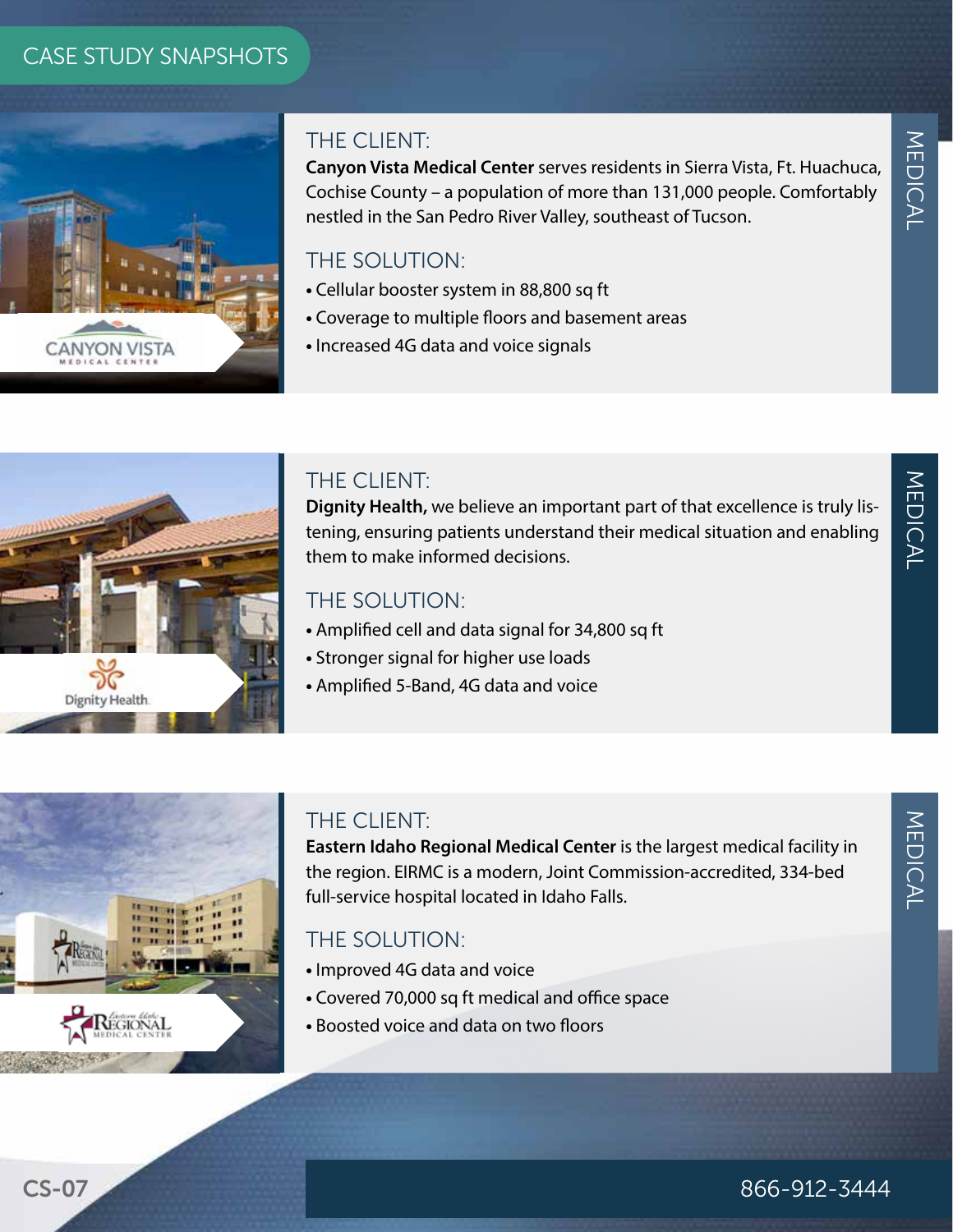# CASE STUDY SNAPSHOTS

## THE CLIENT:

**Canyon Vista Medical Center** serves residents in Sierra Vista, Ft. Huachuca, Cochise County – a population of more than 131,000 people. Comfortably nestled in the San Pedro River Valley, southeast of Tucson.

## THE SOLUTION:

- Cellular booster system in 88,800 sq ft
- Coverage to multiple floors and basement areas
- Increased 4G data and voice signals

MEDICAL

## THE CLIENT:

**Dignity Health,** we believe an important part of that excellence is truly listening, ensuring patients understand their medical situation and enabling them to make informed decisions.

## THE SOLUTION:

- Amplified cell and data signal for 34,800 sq ft
- Stronger signal for higher use loads
- Amplified 5-Band, 4G data and voice

MEDICAL

## THE CLIENT:

**Eastern Idaho Regional Medical Center** is the largest medical facility in the region. EIRMC is a modern, Joint Commission-accredited, 334-bed full-service hospital located in Idaho Falls.

## THE SOLUTION:

- Improved 4G data and voice
- Covered 70,000 sq ft medical and office space
- Boosted voice and data on two floors

MEDICAL

CS-07

866-912-3444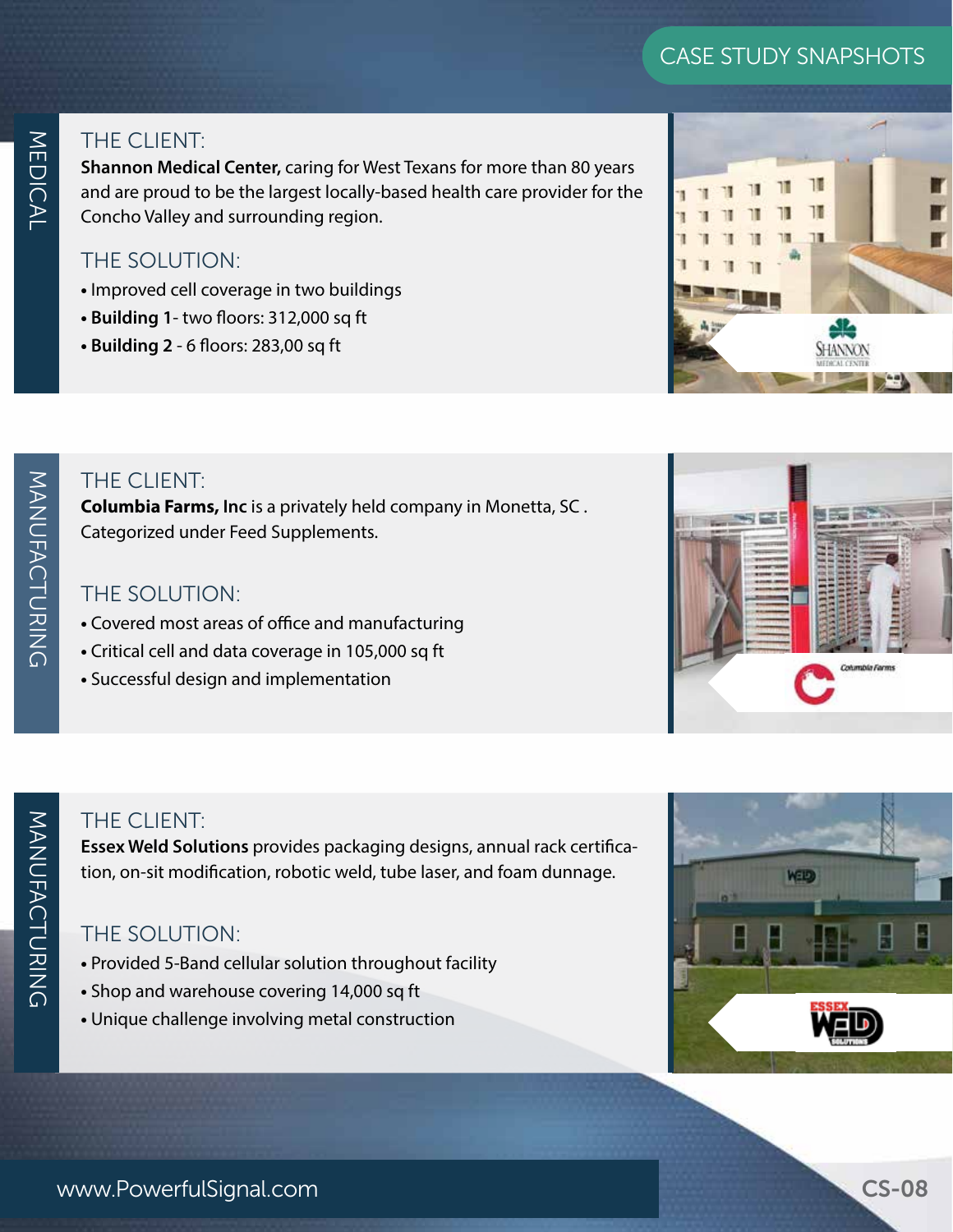# CASE STUDY SNAPSHOTS

## MEDICAL

### THE CLIENT:

**Shannon Medical Center,** caring for West Texans for more than 80 years and are proud to be the largest locally-based health care provider for the Concho Valley and surrounding region.

### THE SOLUTION:

- Improved cell coverage in two buildings
- **Building 1**- two floors: 312,000 sq ft
- **Building 2** - 6 floors: 283,00 sq ft

## MANUFACTURING

### THE CLIENT:

**Columbia Farms, Inc** is a privately held company in Monetta, SC . Categorized under Feed Supplements.

### THE SOLUTION:

- Covered most areas of office and manufacturing
- Critical cell and data coverage in 105,000 sq ft
- Successful design and implementation

## MANUFACTURING

### THE CLIENT:

**Essex Weld Solutions** provides packaging designs, annual rack certification, on-sit modification, robotic weld, tube laser, and foam dunnage.

### THE SOLUTION:

- Provided 5-Band cellular solution throughout facility
- Shop and warehouse covering 14,000 sq ft
- Unique challenge involving metal construction

www.PowerfulSignal.com

CS-08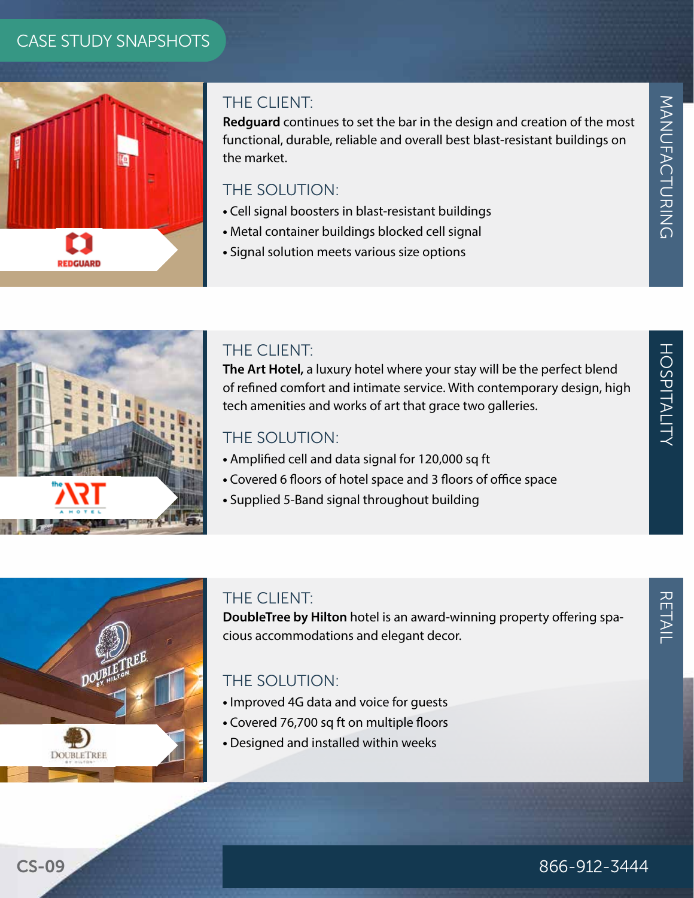# CASE STUDY SNAPSHOTS

## MANUFACTURING

### THE CLIENT:

**Redguard** continues to set the bar in the design and creation of the most functional, durable, reliable and overall best blast-resistant buildings on the market.

### THE SOLUTION:

- Cell signal boosters in blast-resistant buildings
- Metal container buildings blocked cell signal
- Signal solution meets various size options

## HOSPITALITY

### THE CLIENT:

**The Art Hotel,** a luxury hotel where your stay will be the perfect blend of refined comfort and intimate service. With contemporary design, high tech amenities and works of art that grace two galleries.

### THE SOLUTION:

- Amplified cell and data signal for 120,000 sq ft
- Covered 6 floors of hotel space and 3 floors of office space
- Supplied 5-Band signal throughout building

## RETAIL

### THE CLIENT:

**DoubleTree by Hilton** hotel is an award-winning property offering spacious accommodations and elegant decor.

### THE SOLUTION:

- Improved 4G data and voice for guests
- Covered 76,700 sq ft on multiple floors
- Designed and installed within weeks

CS-09

866-912-3444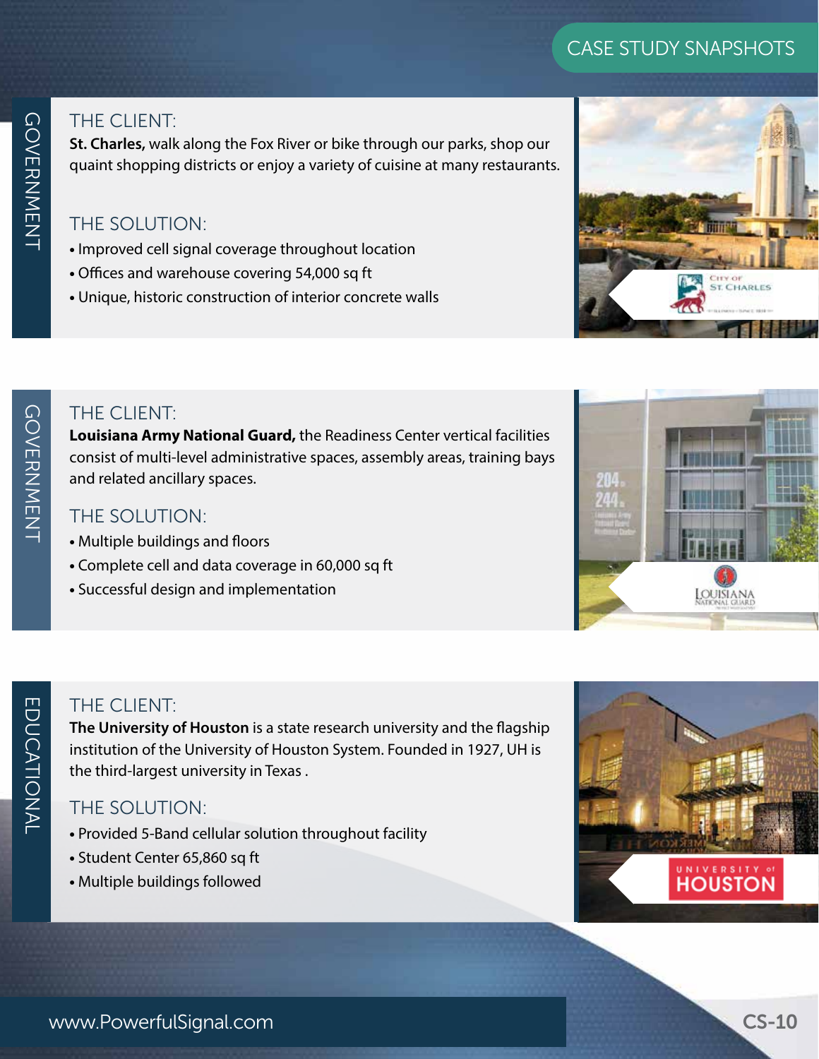# CASE STUDY SNAPSHOTS

## GOVERNMENT

### THE CLIENT:

**St. Charles,** walk along the Fox River or bike through our parks, shop our quaint shopping districts or enjoy a variety of cuisine at many restaurants.

### THE SOLUTION:

- Improved cell signal coverage throughout location
- Offices and warehouse covering 54,000 sq ft
- Unique, historic construction of interior concrete walls

## GOVERNMENT

### THE CLIENT:

**Louisiana Army National Guard,** the Readiness Center vertical facilities consist of multi-level administrative spaces, assembly areas, training bays and related ancillary spaces.

### THE SOLUTION:

- Multiple buildings and floors
- Complete cell and data coverage in 60,000 sq ft
- Successful design and implementation

## EDUCATIONAL

### THE CLIENT:

**The University of Houston** is a state research university and the flagship institution of the University of Houston System. Founded in 1927, UH is the third-largest university in Texas .

### THE SOLUTION:

- Provided 5-Band cellular solution throughout facility
- Student Center 65,860 sq ft
- Multiple buildings followed

www.PowerfulSignal.com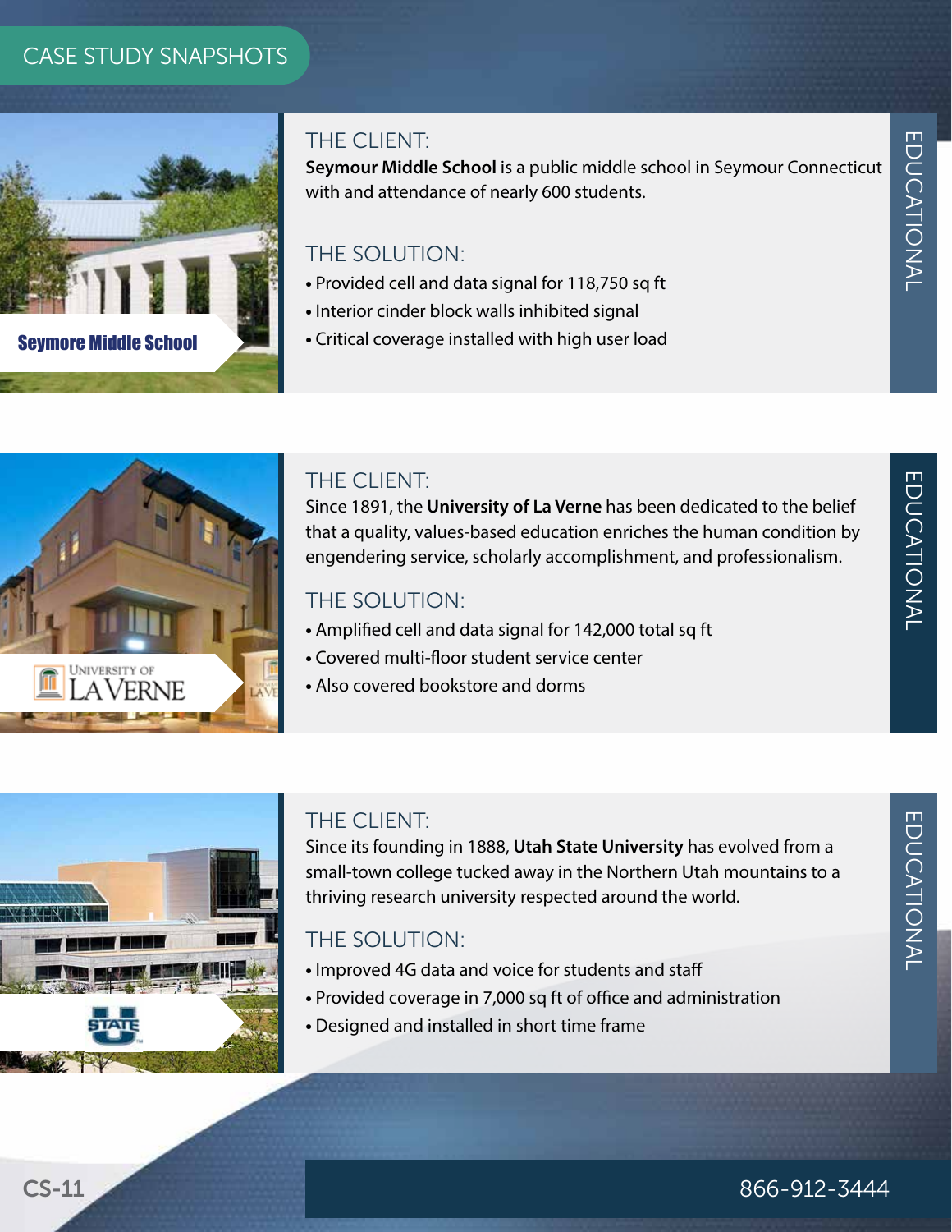# CASE STUDY SNAPSHOTS

Seymore Middle School

### THE CLIENT:

**Seymour Middle School** is a public middle school in Seymour Connecticut with and attendance of nearly 600 students.

### THE SOLUTION:

- Provided cell and data signal for 118,750 sq ft
- Interior cinder block walls inhibited signal
- Critical coverage installed with high user load

EDUCATIONAL

University of LA VERNE

### THE CLIENT:

Since 1891, the **University of La Verne** has been dedicated to the belief that a quality, values-based education enriches the human condition by engendering service, scholarly accomplishment, and professionalism.

### THE SOLUTION:

- Amplified cell and data signal for 142,000 total sq ft
- Covered multi-floor student service center
- Also covered bookstore and dorms

EDUCATIONAL

STATE U

### THE CLIENT:

Since its founding in 1888, **Utah State University** has evolved from a small-town college tucked away in the Northern Utah mountains to a thriving research university respected around the world.

### THE SOLUTION:

- Improved 4G data and voice for students and staff
- Provided coverage in 7,000 sq ft of office and administration
- Designed and installed in short time frame

EDUCATIONAL

866-912-3444